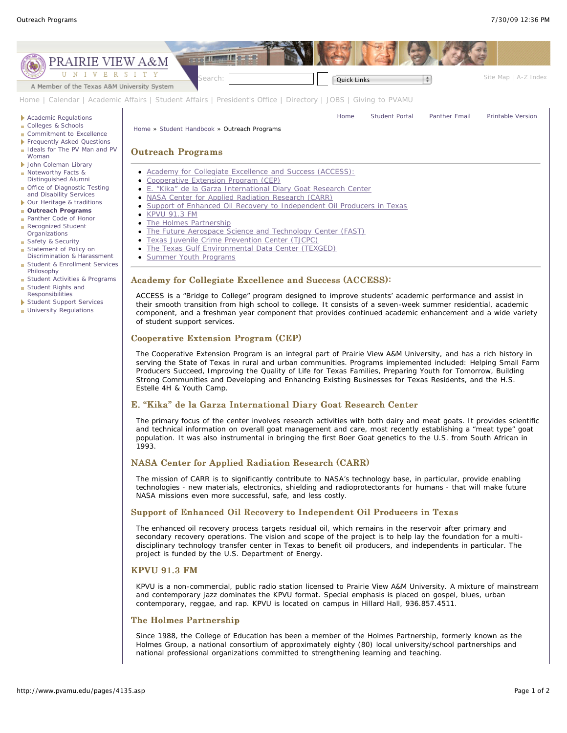PRAIRIE VIEW A&M UNIVERSITY

A Member of the Texas A&M University System

Search: Quick Links

Site Map | A-Z Index

Home | Calendar | Academic Affairs | Student Affairs | President's Office | Directory | JOBS | Giving to PVAMU

- Academic Regulations
- Colleges & Schools
- Commitment to Excellence
- Frequently Asked Questions
- Ideals for The PV Man and PV Woman
- John Coleman Library
- Noteworthy Facts & Distinguished Alumni
- Office of Diagnostic Testing and Disability Services
- Our Heritage & traditions
- **Outreach Programs**
- Panther Code of Honor
- Recognized Student Organizations
- Safety & Security
- Statement of Policy on Discrimination & Harassment
- Student & Enrollment Services Philosophy
- Student Activities & Programs
- Student Rights and Responsibilities
- Student Support Services
- University Regulations

Home | Student Portal | Panther Email | Printable Version

Home » Student Handbook » Outreach Programs

# Outreach Programs

- Academy for Collegiate Excellence and Success (ACCESS):
- Cooperative Extension Program (CEP)
- E. "Kika" de la Garza International Diary Goat Research Center
- NASA Center for Applied Radiation Research (CARR)
- Support of Enhanced Oil Recovery to Independent Oil Producers in Texas
- KPVU 91.3 FM
- The Holmes Partnership
- The Future Aerospace Science and Technology Center (FAST)
- Texas Juvenile Crime Prevention Center (TJCPC)
- The Texas Gulf Environmental Data Center (TEXGED)
- Summer Youth Programs

## Academy for Collegiate Excellence and Success (ACCESS):

ACCESS is a "Bridge to College" program designed to improve students' academic performance and assist in their smooth transition from high school to college. It consists of a seven-week summer residential, academic component, and a freshman year component that provides continued academic enhancement and a wide variety of student support services.

## Cooperative Extension Program (CEP)

The Cooperative Extension Program is an integral part of Prairie View A&M University, and has a rich history in serving the State of Texas in rural and urban communities. Programs implemented included: Helping Small Farm Producers Succeed, Improving the Quality of Life for Texas Families, Preparing Youth for Tomorrow, Building Strong Communities and Developing and Enhancing Existing Businesses for Texas Residents, and the H.S. Estelle 4H & Youth Camp.

## E. "Kika" de la Garza International Diary Goat Research Center

The primary focus of the center involves research activities with both dairy and meat goats. It provides scientific and technical information on overall goat management and care, most recently establishing a "meat type" goat population. It was also instrumental in bringing the first Boer Goat genetics to the U.S. from South African in 1993.

## NASA Center for Applied Radiation Research (CARR)

The mission of CARR is to significantly contribute to NASA's technology base, in particular, provide enabling technologies - new materials, electronics, shielding and radioprotectorants for humans - that will make future NASA missions even more successful, safe, and less costly.

## Support of Enhanced Oil Recovery to Independent Oil Producers in Texas

The enhanced oil recovery process targets residual oil, which remains in the reservoir after primary and secondary recovery operations. The vision and scope of the project is to help lay the foundation for a multi-disciplinary technology transfer center in Texas to benefit oil producers, and independents in particular. The project is funded by the U.S. Department of Energy.

## KPVU 91.3 FM

KPVU is a non-commercial, public radio station licensed to Prairie View A&M University. A mixture of mainstream and contemporary jazz dominates the KPVU format. Special emphasis is placed on gospel, blues, urban contemporary, reggae, and rap. KPVU is located on campus in Hillard Hall, 936.857.4511.

## The Holmes Partnership

Since 1988, the College of Education has been a member of the Holmes Partnership, formerly known as the Holmes Group, a national consortium of approximately eighty (80) local university/school partnerships and national professional organizations committed to strengthening learning and teaching.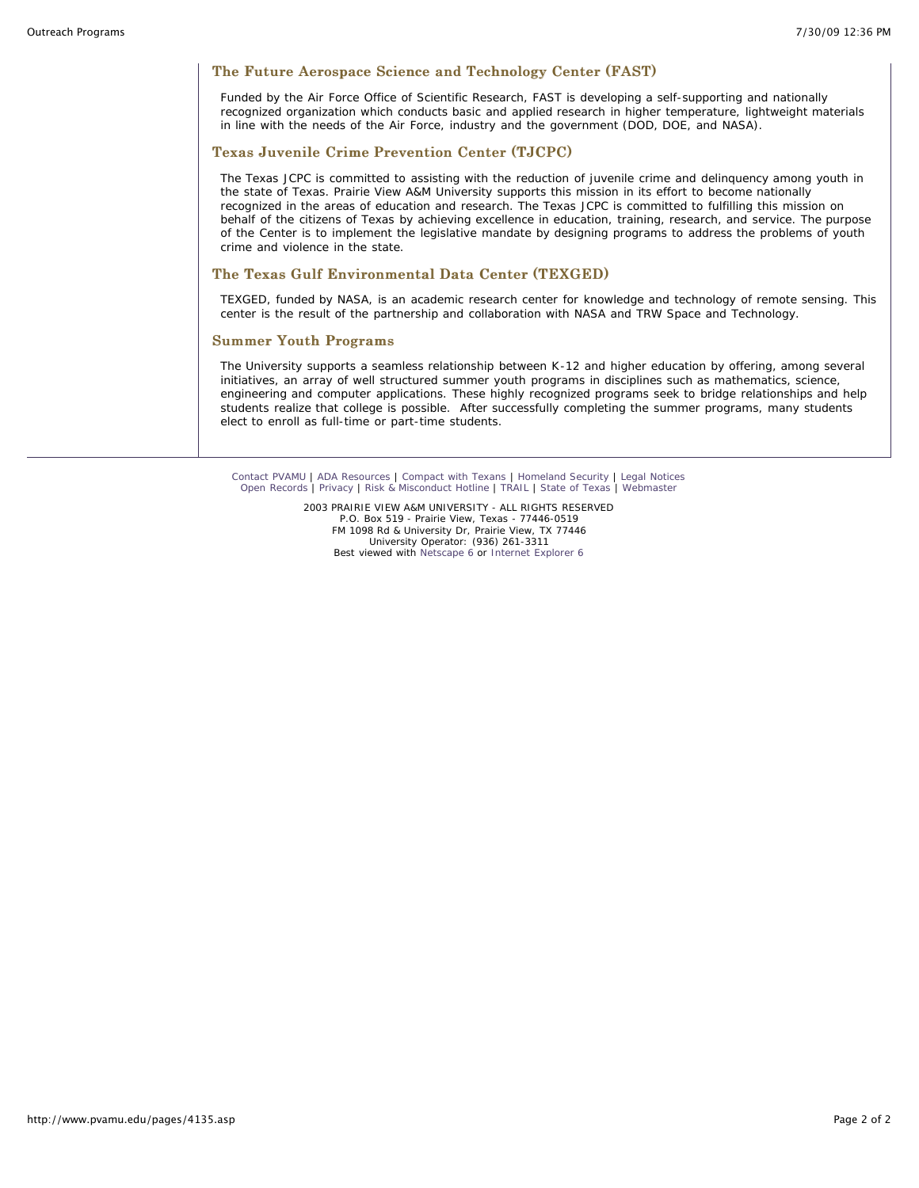### The Future Aerospace Science and Technology Center (FAST)

Funded by the Air Force Office of Scientific Research, FAST is developing a self-supporting and nationally recognized organization which conducts basic and applied research in higher temperature, lightweight materials in line with the needs of the Air Force, industry and the government (DOD, DOE, and NASA).

### Texas Juvenile Crime Prevention Center (TJCPC)

The Texas JCPC is committed to assisting with the reduction of juvenile crime and delinquency among youth in the state of Texas. Prairie View A&M University supports this mission in its effort to become nationally recognized in the areas of education and research. The Texas JCPC is committed to fulfilling this mission on behalf of the citizens of Texas by achieving excellence in education, training, research, and service. The purpose of the Center is to implement the legislative mandate by designing programs to address the problems of youth crime and violence in the state.

### The Texas Gulf Environmental Data Center (TEXGED)

TEXGED, funded by NASA, is an academic research center for knowledge and technology of remote sensing. This center is the result of the partnership and collaboration with NASA and TRW Space and Technology.

### Summer Youth Programs

The University supports a seamless relationship between K-12 and higher education by offering, among several initiatives, an array of well structured summer youth programs in disciplines such as mathematics, science, engineering and computer applications. These highly recognized programs seek to bridge relationships and help students realize that college is possible. After successfully completing the summer programs, many students elect to enroll as full-time or part-time students.

Contact PVAMU | ADA Resources | Compact with Texans | Homeland Security | Legal Notices
Open Records | Privacy | Risk & Misconduct Hotline | TRAIL | State of Texas | Webmaster

2003 PRAIRIE VIEW A&M UNIVERSITY - ALL RIGHTS RESERVED
P.O. Box 519 - Prairie View, Texas - 77446-0519
FM 1098 Rd & University Dr, Prairie View, TX 77446
University Operator: (936) 261-3311
Best viewed with Netscape 6 or Internet Explorer 6